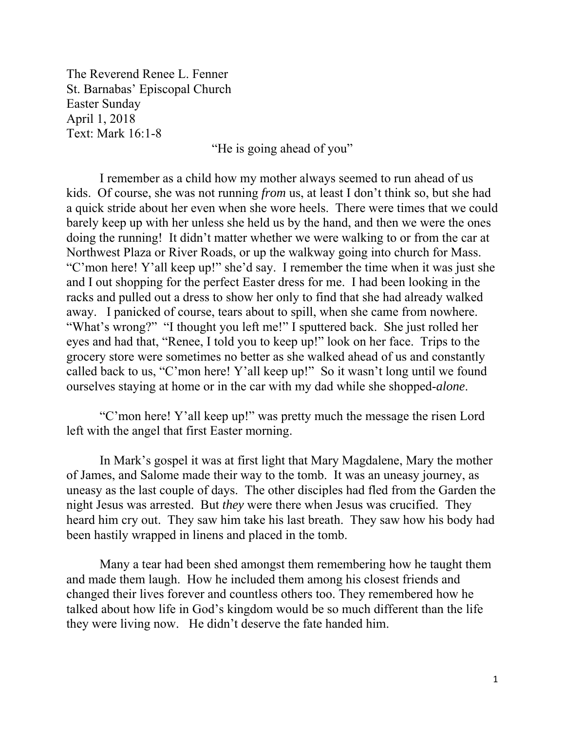The Reverend Renee L. Fenner
St. Barnabas' Episcopal Church
Easter Sunday
April 1, 2018
Text: Mark 16:1-8

"He is going ahead of you"

I remember as a child how my mother always seemed to run ahead of us kids. Of course, she was not running *from* us, at least I don't think so, but she had a quick stride about her even when she wore heels. There were times that we could barely keep up with her unless she held us by the hand, and then we were the ones doing the running! It didn't matter whether we were walking to or from the car at Northwest Plaza or River Roads, or up the walkway going into church for Mass. "C'mon here! Y'all keep up!" she'd say. I remember the time when it was just she and I out shopping for the perfect Easter dress for me. I had been looking in the racks and pulled out a dress to show her only to find that she had already walked away. I panicked of course, tears about to spill, when she came from nowhere. "What's wrong?" "I thought you left me!" I sputtered back. She just rolled her eyes and had that, "Renee, I told you to keep up!" look on her face. Trips to the grocery store were sometimes no better as she walked ahead of us and constantly called back to us, "C'mon here! Y'all keep up!" So it wasn't long until we found ourselves staying at home or in the car with my dad while she shopped-***alone***.

"C'mon here! Y'all keep up!" was pretty much the message the risen Lord left with the angel that first Easter morning.

In Mark's gospel it was at first light that Mary Magdalene, Mary the mother of James, and Salome made their way to the tomb. It was an uneasy journey, as uneasy as the last couple of days. The other disciples had fled from the Garden the night Jesus was arrested. But *they* were there when Jesus was crucified. They heard him cry out. They saw him take his last breath. They saw how his body had been hastily wrapped in linens and placed in the tomb.

Many a tear had been shed amongst them remembering how he taught them and made them laugh. How he included them among his closest friends and changed their lives forever and countless others too. They remembered how he talked about how life in God's kingdom would be so much different than the life they were living now. He didn't deserve the fate handed him.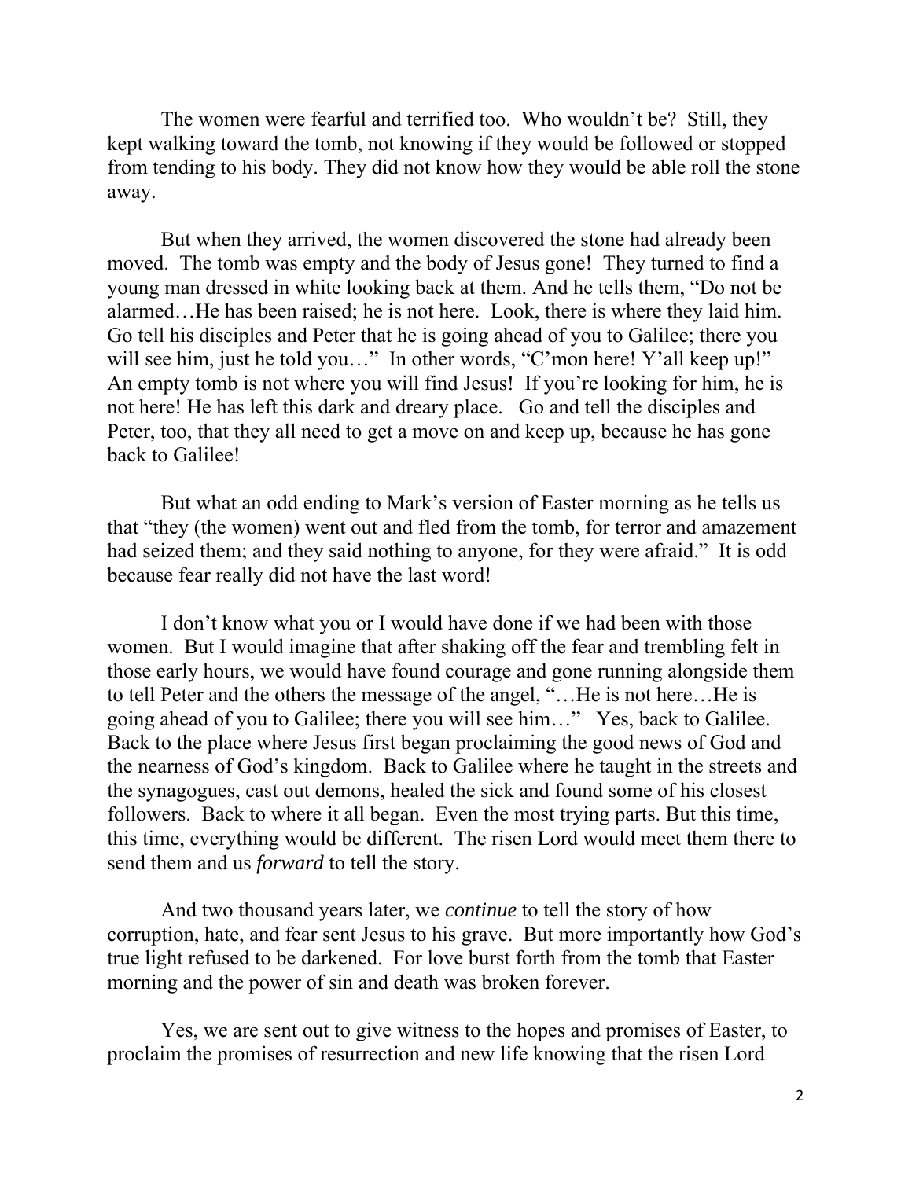The women were fearful and terrified too. Who wouldn't be? Still, they kept walking toward the tomb, not knowing if they would be followed or stopped from tending to his body. They did not know how they would be able roll the stone away.

But when they arrived, the women discovered the stone had already been moved. The tomb was empty and the body of Jesus gone! They turned to find a young man dressed in white looking back at them. And he tells them, "Do not be alarmed…He has been raised; he is not here. Look, there is where they laid him. Go tell his disciples and Peter that he is going ahead of you to Galilee; there you will see him, just he told you…" In other words, "C'mon here! Y'all keep up!" An empty tomb is not where you will find Jesus! If you're looking for him, he is not here! He has left this dark and dreary place. Go and tell the disciples and Peter, too, that they all need to get a move on and keep up, because he has gone back to Galilee!

But what an odd ending to Mark's version of Easter morning as he tells us that "they (the women) went out and fled from the tomb, for terror and amazement had seized them; and they said nothing to anyone, for they were afraid." It is odd because fear really did not have the last word!

I don't know what you or I would have done if we had been with those women. But I would imagine that after shaking off the fear and trembling felt in those early hours, we would have found courage and gone running alongside them to tell Peter and the others the message of the angel, "…He is not here…He is going ahead of you to Galilee; there you will see him…" Yes, back to Galilee. Back to the place where Jesus first began proclaiming the good news of God and the nearness of God's kingdom. Back to Galilee where he taught in the streets and the synagogues, cast out demons, healed the sick and found some of his closest followers. Back to where it all began. Even the most trying parts. But this time, this time, everything would be different. The risen Lord would meet them there to send them and us *forward* to tell the story.

And two thousand years later, we *continue* to tell the story of how corruption, hate, and fear sent Jesus to his grave. But more importantly how God's true light refused to be darkened. For love burst forth from the tomb that Easter morning and the power of sin and death was broken forever.

Yes, we are sent out to give witness to the hopes and promises of Easter, to proclaim the promises of resurrection and new life knowing that the risen Lord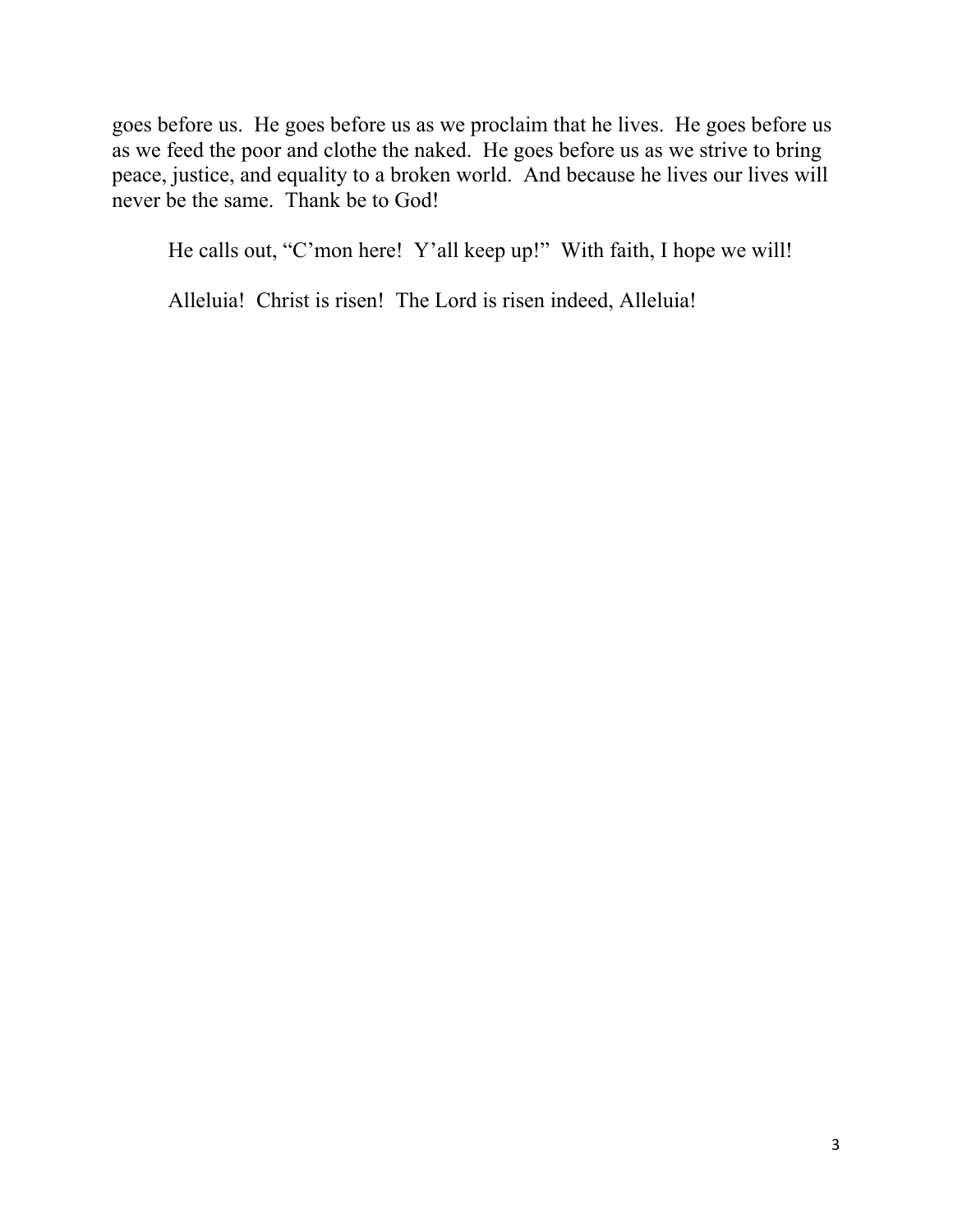goes before us. He goes before us as we proclaim that he lives. He goes before us as we feed the poor and clothe the naked. He goes before us as we strive to bring peace, justice, and equality to a broken world. And because he lives our lives will never be the same. Thank be to God!

He calls out, "C'mon here! Y'all keep up!" With faith, I hope we will!

Alleluia! Christ is risen! The Lord is risen indeed, Alleluia!